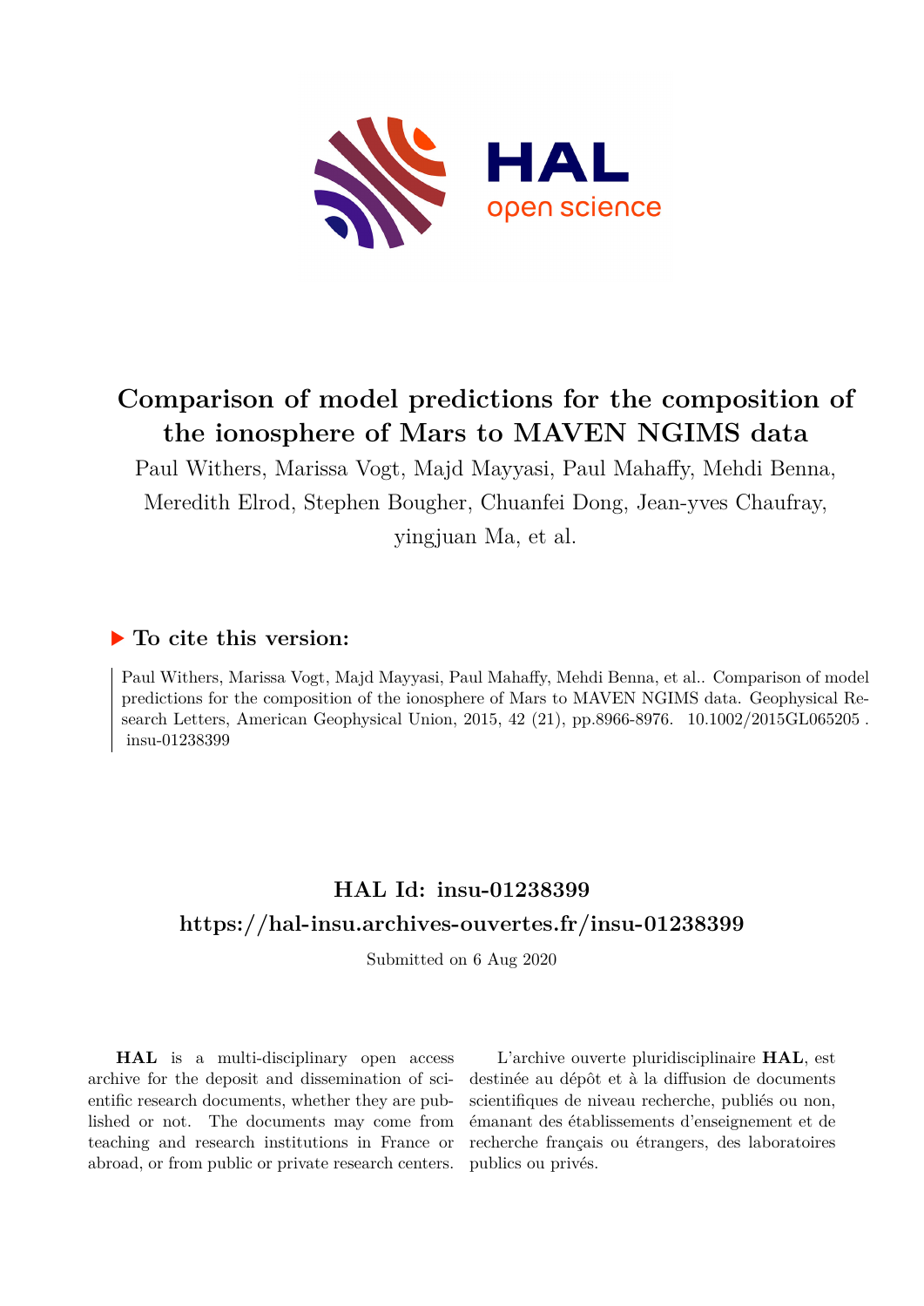# Comparison of model predictions for the composition of the ionosphere of Mars to MAVEN NGIMS data

Paul Withers, Marissa Vogt, Majd Mayyasi, Paul Mahaffy, Mehdi Benna, Meredith Elrod, Stephen Bougher, Chuanfei Dong, Jean-yves Chaufray, yingjuan Ma, et al.

## ▶ To cite this version:

Paul Withers, Marissa Vogt, Majd Mayyasi, Paul Mahaffy, Mehdi Benna, et al.. Comparison of model predictions for the composition of the ionosphere of Mars to MAVEN NGIMS data. Geophysical Research Letters, American Geophysical Union, 2015, 42 (21), pp.8966-8976. 10.1002/2015GL065205 . insu-01238399

## HAL Id: insu-01238399

## https://hal-insu.archives-ouvertes.fr/insu-01238399

Submitted on 6 Aug 2020

**HAL** is a multi-disciplinary open access archive for the deposit and dissemination of scientific research documents, whether they are published or not. The documents may come from teaching and research institutions in France or abroad, or from public or private research centers.

L'archive ouverte pluridisciplinaire **HAL**, est destinée au dépôt et à la diffusion de documents scientifiques de niveau recherche, publiés ou non, émanant des établissements d'enseignement et de recherche français ou étrangers, des laboratoires publics ou privés.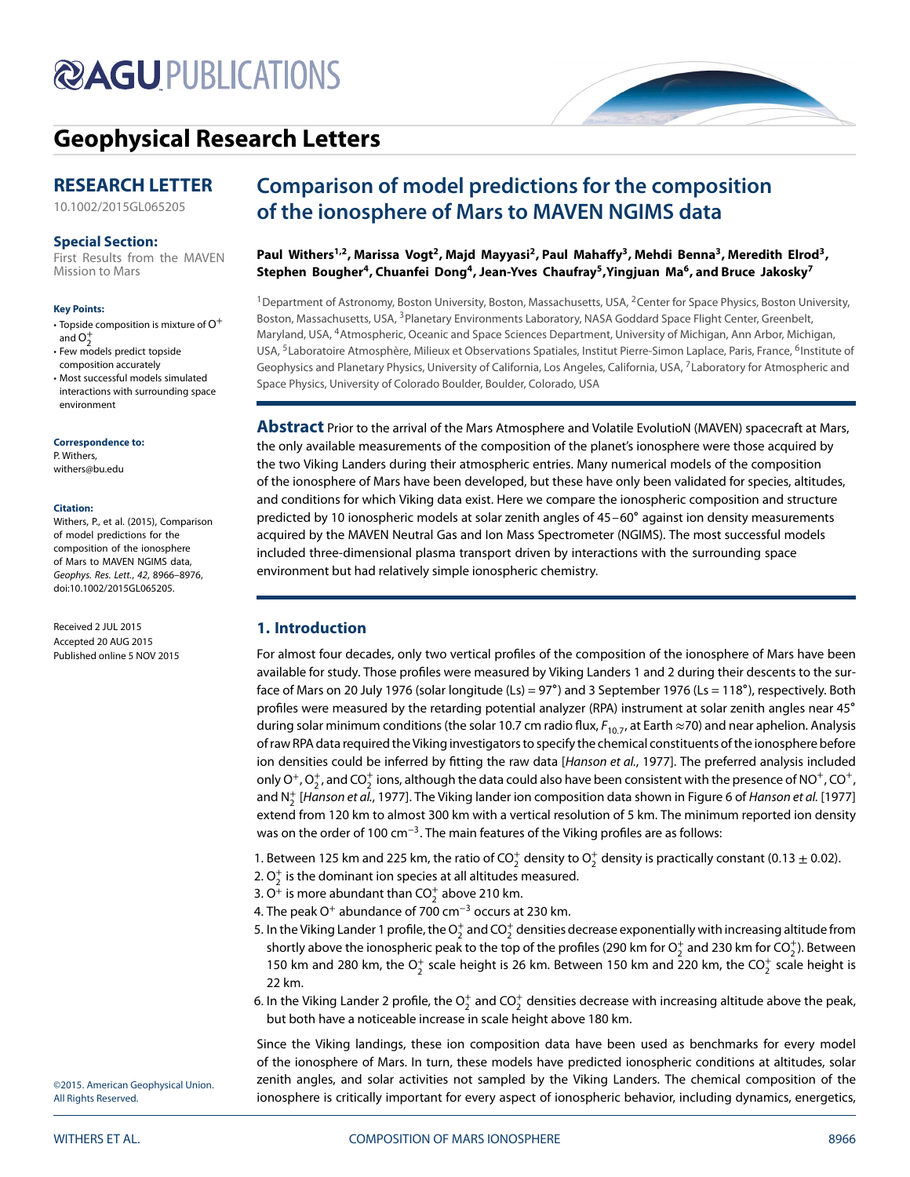# Geophysical Research Letters

## RESEARCH LETTER

10.1002/2015GL065205

### Special Section:

First Results from the MAVEN Mission to Mars

#### Key Points:

- Topside composition is mixture of $O^+$ and $O_2^+$
- Few models predict topside composition accurately
- Most successful models simulated interactions with surrounding space environment

#### Correspondence to:

P. Withers,
withers@bu.edu

#### Citation:

Withers, P., et al. (2015), Comparison of model predictions for the composition of the ionosphere of Mars to MAVEN NGIMS data, *Geophys. Res. Lett.*, *42*, 8966–8976, doi:10.1002/2015GL065205.

Received 2 JUL 2015
Accepted 20 AUG 2015
Published online 5 NOV 2015

# Comparison of model predictions for the composition of the ionosphere of Mars to MAVEN NGIMS data

**Paul Withers[1,2], Marissa Vogt[2], Majd Mayyasi[2], Paul Mahaffy[3], Mehdi Benna[3], Meredith Elrod[3], Stephen Bougher[4], Chuanfei Dong[4], Jean-Yves Chaufray[5], Yingjuan Ma[6], and Bruce Jakosky[7]**

[1]Department of Astronomy, Boston University, Boston, Massachusetts, USA, [2]Center for Space Physics, Boston University, Boston, Massachusetts, USA, [3]Planetary Environments Laboratory, NASA Goddard Space Flight Center, Greenbelt, Maryland, USA, [4]Atmospheric, Oceanic and Space Sciences Department, University of Michigan, Ann Arbor, Michigan, USA, [5]Laboratoire Atmosphère, Milieux et Observations Spatiales, Institut Pierre-Simon Laplace, Paris, France, [6]Institute of Geophysics and Planetary Physics, University of California, Los Angeles, California, USA, [7]Laboratory for Atmospheric and Space Physics, University of Colorado Boulder, Boulder, Colorado, USA

**Abstract** Prior to the arrival of the Mars Atmosphere and Volatile EvolutioN (MAVEN) spacecraft at Mars, the only available measurements of the composition of the planet's ionosphere were those acquired by the two Viking Landers during their atmospheric entries. Many numerical models of the composition of the ionosphere of Mars have been developed, but these have only been validated for species, altitudes, and conditions for which Viking data exist. Here we compare the ionospheric composition and structure predicted by 10 ionospheric models at solar zenith angles of 45–60° against ion density measurements acquired by the MAVEN Neutral Gas and Ion Mass Spectrometer (NGIMS). The most successful models included three-dimensional plasma transport driven by interactions with the surrounding space environment but had relatively simple ionospheric chemistry.

## 1. Introduction

For almost four decades, only two vertical profiles of the composition of the ionosphere of Mars have been available for study. Those profiles were measured by Viking Landers 1 and 2 during their descents to the surface of Mars on 20 July 1976 (solar longitude (Ls) = 97°) and 3 September 1976 (Ls = 118°), respectively. Both profiles were measured by the retarding potential analyzer (RPA) instrument at solar zenith angles near 45° during solar minimum conditions (the solar 10.7 cm radio flux, $F_{10.7}$, at Earth ≈70) and near aphelion. Analysis of raw RPA data required the Viking investigators to specify the chemical constituents of the ionosphere before ion densities could be inferred by fitting the raw data [*Hanson et al.*, 1977]. The preferred analysis included only $O^+$, $O_2^+$, and $CO_2^+$ ions, although the data could also have been consistent with the presence of $NO^+$, $CO^+$, and $N_2^+$ [*Hanson et al.*, 1977]. The Viking lander ion composition data shown in Figure 6 of *Hanson et al.* [1977] extend from 120 km to almost 300 km with a vertical resolution of 5 km. The minimum reported ion density was on the order of 100 $cm^{-3}$. The main features of the Viking profiles are as follows:

1. Between 125 km and 225 km, the ratio of $CO_2^+$ density to $O_2^+$ density is practically constant (0.13 ± 0.02).
2. $O_2^+$ is the dominant ion species at all altitudes measured.
3. $O^+$ is more abundant than $CO_2^+$ above 210 km.
4. The peak $O^+$ abundance of 700 $cm^{-3}$ occurs at 230 km.
5. In the Viking Lander 1 profile, the $O_2^+$ and $CO_2^+$ densities decrease exponentially with increasing altitude from shortly above the ionospheric peak to the top of the profiles (290 km for $O_2^+$ and 230 km for $CO_2^+$). Between 150 km and 280 km, the $O_2^+$ scale height is 26 km. Between 150 km and 220 km, the $CO_2^+$ scale height is 22 km.
6. In the Viking Lander 2 profile, the $O_2^+$ and $CO_2^+$ densities decrease with increasing altitude above the peak, but both have a noticeable increase in scale height above 180 km.

Since the Viking landings, these ion composition data have been used as benchmarks for every model of the ionosphere of Mars. In turn, these models have predicted ionospheric conditions at altitudes, solar zenith angles, and solar activities not sampled by the Viking Landers. The chemical composition of the ionosphere is critically important for every aspect of ionospheric behavior, including dynamics, energetics,

©2015. American Geophysical Union. All Rights Reserved.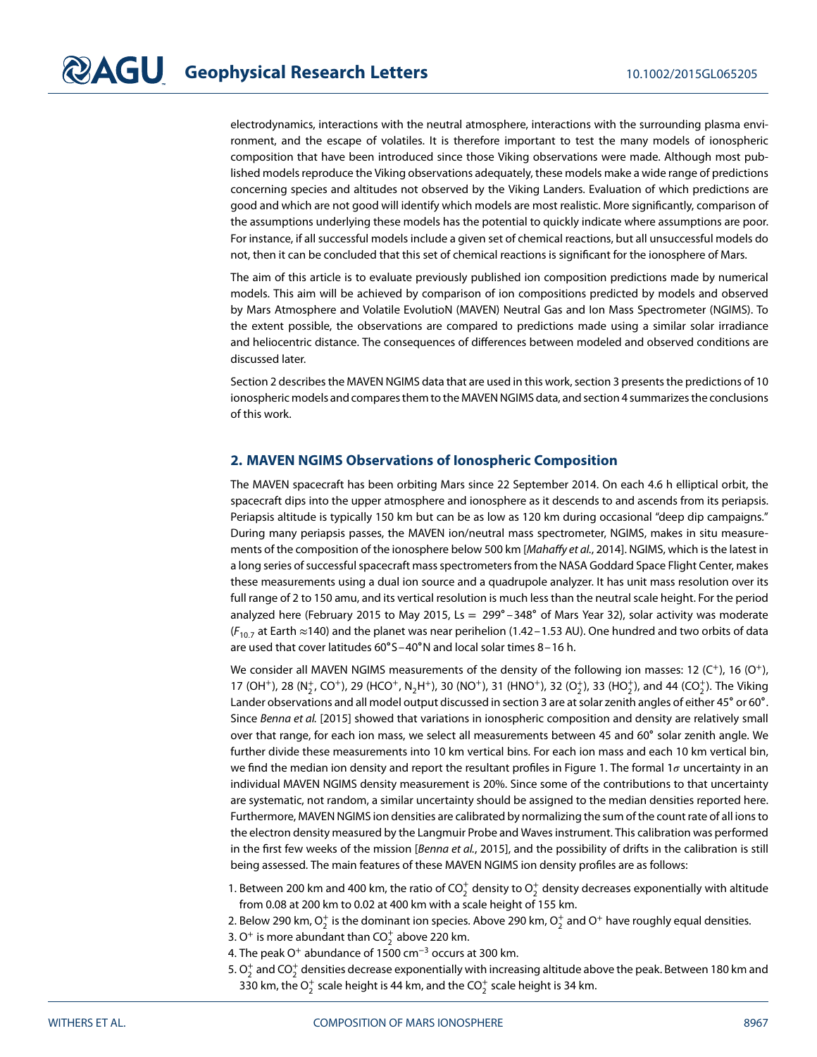electrodynamics, interactions with the neutral atmosphere, interactions with the surrounding plasma environment, and the escape of volatiles. It is therefore important to test the many models of ionospheric composition that have been introduced since those Viking observations were made. Although most published models reproduce the Viking observations adequately, these models make a wide range of predictions concerning species and altitudes not observed by the Viking Landers. Evaluation of which predictions are good and which are not good will identify which models are most realistic. More significantly, comparison of the assumptions underlying these models has the potential to quickly indicate where assumptions are poor. For instance, if all successful models include a given set of chemical reactions, but all unsuccessful models do not, then it can be concluded that this set of chemical reactions is significant for the ionosphere of Mars.

The aim of this article is to evaluate previously published ion composition predictions made by numerical models. This aim will be achieved by comparison of ion compositions predicted by models and observed by Mars Atmosphere and Volatile EvolutioN (MAVEN) Neutral Gas and Ion Mass Spectrometer (NGIMS). To the extent possible, the observations are compared to predictions made using a similar solar irradiance and heliocentric distance. The consequences of differences between modeled and observed conditions are discussed later.

Section 2 describes the MAVEN NGIMS data that are used in this work, section 3 presents the predictions of 10 ionospheric models and compares them to the MAVEN NGIMS data, and section 4 summarizes the conclusions of this work.

## 2. MAVEN NGIMS Observations of Ionospheric Composition

The MAVEN spacecraft has been orbiting Mars since 22 September 2014. On each 4.6 h elliptical orbit, the spacecraft dips into the upper atmosphere and ionosphere as it descends to and ascends from its periapsis. Periapsis altitude is typically 150 km but can be as low as 120 km during occasional "deep dip campaigns." During many periapsis passes, the MAVEN ion/neutral mass spectrometer, NGIMS, makes in situ measurements of the composition of the ionosphere below 500 km [*Mahaffy et al.*, 2014]. NGIMS, which is the latest in a long series of successful spacecraft mass spectrometers from the NASA Goddard Space Flight Center, makes these measurements using a dual ion source and a quadrupole analyzer. It has unit mass resolution over its full range of 2 to 150 amu, and its vertical resolution is much less than the neutral scale height. For the period analyzed here (February 2015 to May 2015, Ls = 299°–348° of Mars Year 32), solar activity was moderate ($F_{10.7}$ at Earth ≈140) and the planet was near perihelion (1.42–1.53 AU). One hundred and two orbits of data are used that cover latitudes 60°S–40°N and local solar times 8–16 h.

We consider all MAVEN NGIMS measurements of the density of the following ion masses: 12 ($C^+$), 16 ($O^+$), 17 ($OH^+$), 28 ($N_2^+$, $CO^+$), 29 ($HCO^+$, $N_2H^+$), 30 ($NO^+$), 31 ($HNO^+$), 32 ($O_2^+$), 33 ($HO_2^+$), and 44 ($CO_2^+$). The Viking Lander observations and all model output discussed in section 3 are at solar zenith angles of either 45° or 60°. Since *Benna et al.* [2015] showed that variations in ionospheric composition and density are relatively small over that range, for each ion mass, we select all measurements between 45 and 60° solar zenith angle. We further divide these measurements into 10 km vertical bins. For each ion mass and each 10 km vertical bin, we find the median ion density and report the resultant profiles in Figure 1. The formal 1$\sigma$ uncertainty in an individual MAVEN NGIMS density measurement is 20%. Since some of the contributions to that uncertainty are systematic, not random, a similar uncertainty should be assigned to the median densities reported here. Furthermore, MAVEN NGIMS ion densities are calibrated by normalizing the sum of the count rate of all ions to the electron density measured by the Langmuir Probe and Waves instrument. This calibration was performed in the first few weeks of the mission [*Benna et al.*, 2015], and the possibility of drifts in the calibration is still being assessed. The main features of these MAVEN NGIMS ion density profiles are as follows:

1. Between 200 km and 400 km, the ratio of $CO_2^+$ density to $O_2^+$ density decreases exponentially with altitude from 0.08 at 200 km to 0.02 at 400 km with a scale height of 155 km.
2. Below 290 km, $O_2^+$ is the dominant ion species. Above 290 km, $O_2^+$ and $O^+$ have roughly equal densities.
3. $O^+$ is more abundant than $CO_2^+$ above 220 km.
4. The peak $O^+$ abundance of 1500 cm$^{-3}$ occurs at 300 km.
5. $O_2^+$ and $CO_2^+$ densities decrease exponentially with increasing altitude above the peak. Between 180 km and 330 km, the $O_2^+$ scale height is 44 km, and the $CO_2^+$ scale height is 34 km.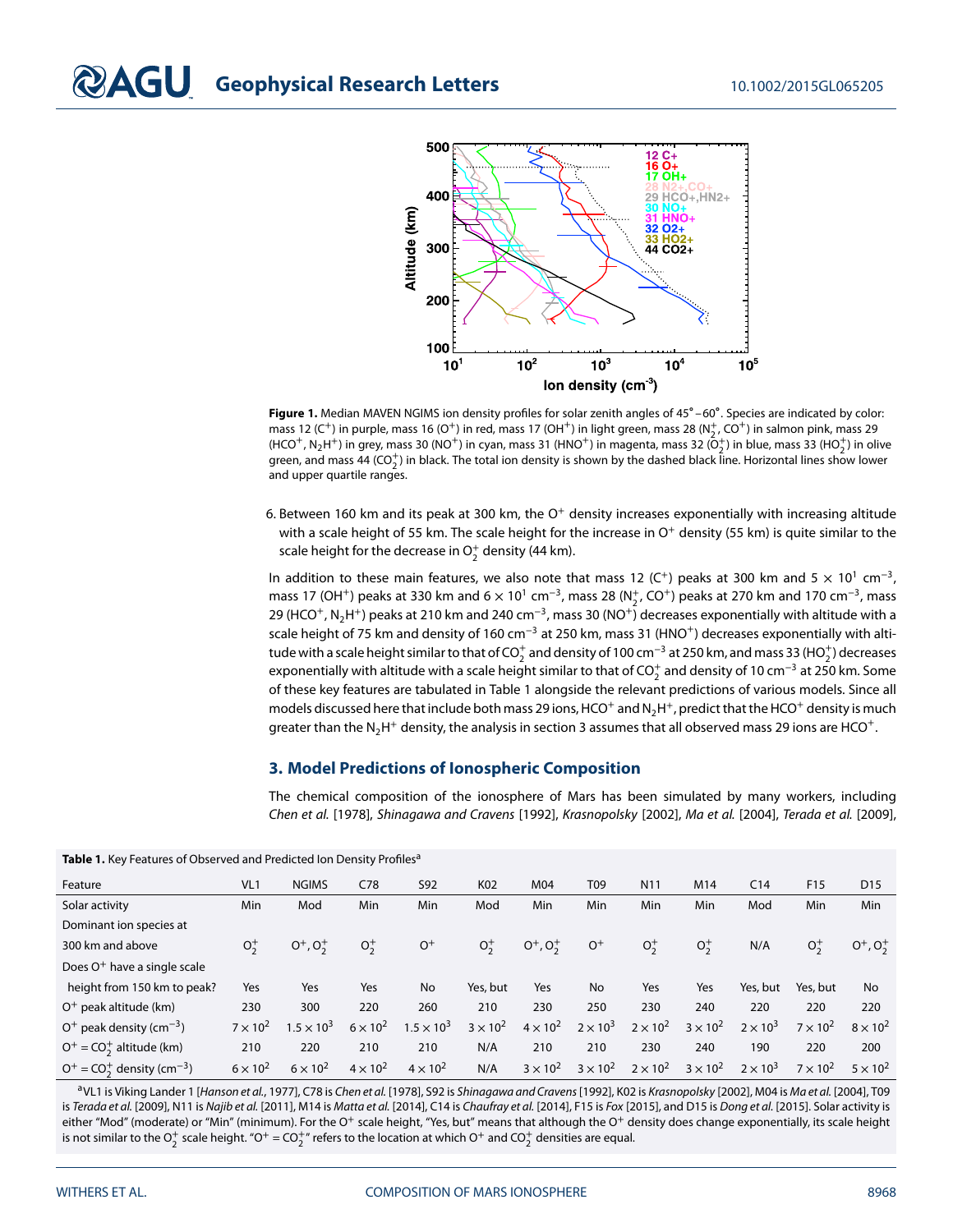Figure 1. Median MAVEN NGIMS ion density profiles for solar zenith angles of 45°–60°. Species are indicated by color: mass 12 ($C^+$) in purple, mass 16 ($O^+$) in red, mass 17 ($OH^+$) in light green, mass 28 ($N_2^+$, $CO^+$) in salmon pink, mass 29 ($HCO^+$, $N_2H^+$) in grey, mass 30 ($NO^+$) in cyan, mass 31 ($HNO^+$) in magenta, mass 32 ($O_2^+$) in blue, mass 33 ($HO_2^+$) in olive green, and mass 44 ($CO_2^+$) in black. The total ion density is shown by the dashed black line. Horizontal lines show lower and upper quartile ranges.

6. Between 160 km and its peak at 300 km, the $O^+$ density increases exponentially with increasing altitude with a scale height of 55 km. The scale height for the increase in $O^+$ density (55 km) is quite similar to the scale height for the decrease in $O_2^+$ density (44 km).

In addition to these main features, we also note that mass 12 ($C^+$) peaks at 300 km and $5 \times 10^1$ cm$^{-3}$, mass 17 ($OH^+$) peaks at 330 km and $6 \times 10^1$ cm$^{-3}$, mass 28 ($N_2^+$, $CO^+$) peaks at 270 km and 170 cm$^{-3}$, mass 29 ($HCO^+$, $N_2H^+$) peaks at 210 km and 240 cm$^{-3}$, mass 30 ($NO^+$) decreases exponentially with altitude with a scale height of 75 km and density of 160 cm$^{-3}$ at 250 km, mass 31 ($HNO^+$) decreases exponentially with altitude with a scale height similar to that of $CO_2^+$ and density of 100 cm$^{-3}$ at 250 km, and mass 33 ($HO_2^+$) decreases exponentially with altitude with a scale height similar to that of $CO_2^+$ and density of 10 cm$^{-3}$ at 250 km. Some of these key features are tabulated in Table 1 alongside the relevant predictions of various models. Since all models discussed here that include both mass 29 ions, $HCO^+$ and $N_2H^+$, predict that the $HCO^+$ density is much greater than the $N_2H^+$ density, the analysis in section 3 assumes that all observed mass 29 ions are $HCO^+$.

## 3. Model Predictions of Ionospheric Composition

The chemical composition of the ionosphere of Mars has been simulated by many workers, including *Chen et al.* [1978], *Shinagawa and Cravens* [1992], *Krasnopolsky* [2002], *Ma et al.* [2004], *Terada et al.* [2009],

**Table 1.** Key Features of Observed and Predicted Ion Density Profiles[a]

| Feature | VL1 | NGIMS | C78 | S92 | K02 | M04 | T09 | N11 | M14 | C14 | F15 | D15 |
|---|---|---|---|---|---|---|---|---|---|---|---|---|
| Solar activity | Min | Mod | Min | Min | Mod | Min | Min | Min | Min | Mod | Min | Min |
| Dominant ion species at 300 km and above | $O_2^+$ | $O^+$, $O_2^+$ | $O_2^+$ | $O^+$ | $O_2^+$ | $O^+$, $O_2^+$ | $O^+$ | $O_2^+$ | $O_2^+$ | N/A | $O_2^+$ | $O^+$, $O_2^+$ |
| Does $O^+$ have a single scale height from 150 km to peak? | Yes | Yes | Yes | No | Yes, but | Yes | No | Yes | Yes | Yes, but | Yes, but | No |
| $O^+$ peak altitude (km) | 230 | 300 | 220 | 260 | 210 | 230 | 250 | 230 | 240 | 220 | 220 | 220 |
| $O^+$ peak density (cm$^{-3}$) | $7 \times 10^2$ | $1.5 \times 10^3$ | $6 \times 10^2$ | $1.5 \times 10^3$ | $3 \times 10^2$ | $4 \times 10^2$ | $2 \times 10^3$ | $2 \times 10^2$ | $3 \times 10^2$ | $2 \times 10^3$ | $7 \times 10^2$ | $8 \times 10^2$ |
| $O^+ = CO_2^+$ altitude (km) | 210 | 220 | 210 | 210 | N/A | 210 | 210 | 230 | 240 | 190 | 220 | 200 |
| $O^+ = CO_2^+$ density (cm$^{-3}$) | $6 \times 10^2$ | $6 \times 10^2$ | $4 \times 10^2$ | $4 \times 10^2$ | N/A | $3 \times 10^2$ | $3 \times 10^2$ | $2 \times 10^2$ | $3 \times 10^2$ | $2 \times 10^3$ | $7 \times 10^2$ | $5 \times 10^2$ |

[a]VL1 is Viking Lander 1 [*Hanson et al.*, 1977], C78 is *Chen et al.* [1978], S92 is *Shinagawa and Cravens* [1992], K02 is *Krasnopolsky* [2002], M04 is *Ma et al.* [2004], T09 is *Terada et al.* [2009], N11 is *Najib et al.* [2011], M14 is *Matta et al.* [2014], C14 is *Chaufray et al.* [2014], F15 is *Fox* [2015], and D15 is *Dong et al.* [2015]. Solar activity is either "Mod" (moderate) or "Min" (minimum). For the $O^+$ scale height, "Yes, but" means that although the $O^+$ density does change exponentially, its scale height is not similar to the $O_2^+$ scale height. "$O^+ = CO_2^+$" refers to the location at which $O^+$ and $CO_2^+$ densities are equal.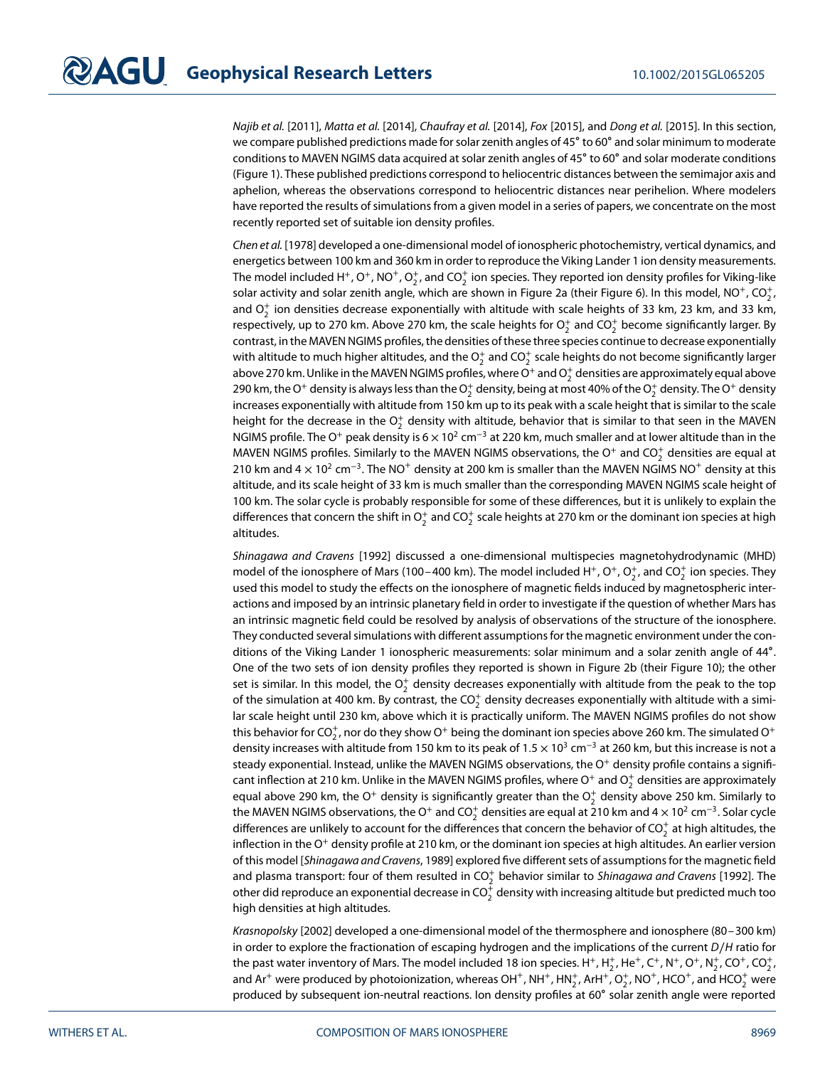*Najib et al.* [2011], *Matta et al.* [2014], *Chaufray et al.* [2014], *Fox* [2015], and *Dong et al.* [2015]. In this section, we compare published predictions made for solar zenith angles of 45° to 60° and solar minimum to moderate conditions to MAVEN NGIMS data acquired at solar zenith angles of 45° to 60° and solar moderate conditions (Figure 1). These published predictions correspond to heliocentric distances between the semimajor axis and aphelion, whereas the observations correspond to heliocentric distances near perihelion. Where modelers have reported the results of simulations from a given model in a series of papers, we concentrate on the most recently reported set of suitable ion density profiles.

*Chen et al.* [1978] developed a one-dimensional model of ionospheric photochemistry, vertical dynamics, and energetics between 100 km and 360 km in order to reproduce the Viking Lander 1 ion density measurements. The model included $H^+$, $O^+$, $NO^+$, $O_2^+$, and $CO_2^+$ ion species. They reported ion density profiles for Viking-like solar activity and solar zenith angle, which are shown in Figure 2a (their Figure 6). In this model, $NO^+$, $CO_2^+$, and $O_2^+$ ion densities decrease exponentially with altitude with scale heights of 33 km, 23 km, and 33 km, respectively, up to 270 km. Above 270 km, the scale heights for $O_2^+$ and $CO_2^+$ become significantly larger. By contrast, in the MAVEN NGIMS profiles, the densities of these three species continue to decrease exponentially with altitude to much higher altitudes, and the $O_2^+$ and $CO_2^+$ scale heights do not become significantly larger above 270 km. Unlike in the MAVEN NGIMS profiles, where $O^+$ and $O_2^+$ densities are approximately equal above 290 km, the $O^+$ density is always less than the $O_2^+$ density, being at most 40% of the $O_2^+$ density. The $O^+$ density increases exponentially with altitude from 150 km up to its peak with a scale height that is similar to the scale height for the decrease in the $O_2^+$ density with altitude, behavior that is similar to that seen in the MAVEN NGIMS profile. The $O^+$ peak density is $6 \times 10^2$ cm$^{-3}$ at 220 km, much smaller and at lower altitude than in the MAVEN NGIMS profiles. Similarly to the MAVEN NGIMS observations, the $O^+$ and $CO_2^+$ densities are equal at 210 km and $4 \times 10^2$ cm$^{-3}$. The $NO^+$ density at 200 km is smaller than the MAVEN NGIMS $NO^+$ density at this altitude, and its scale height of 33 km is much smaller than the corresponding MAVEN NGIMS scale height of 100 km. The solar cycle is probably responsible for some of these differences, but it is unlikely to explain the differences that concern the shift in $O_2^+$ and $CO_2^+$ scale heights at 270 km or the dominant ion species at high altitudes.

*Shinagawa and Cravens* [1992] discussed a one-dimensional multispecies magnetohydrodynamic (MHD) model of the ionosphere of Mars (100–400 km). The model included $H^+$, $O^+$, $O_2^+$, and $CO_2^+$ ion species. They used this model to study the effects on the ionosphere of magnetic fields induced by magnetospheric interactions and imposed by an intrinsic planetary field in order to investigate if the question of whether Mars has an intrinsic magnetic field could be resolved by analysis of observations of the structure of the ionosphere. They conducted several simulations with different assumptions for the magnetic environment under the conditions of the Viking Lander 1 ionospheric measurements: solar minimum and a solar zenith angle of 44°. One of the two sets of ion density profiles they reported is shown in Figure 2b (their Figure 10); the other set is similar. In this model, the $O_2^+$ density decreases exponentially with altitude from the peak to the top of the simulation at 400 km. By contrast, the $CO_2^+$ density decreases exponentially with altitude with a similar scale height until 230 km, above which it is practically uniform. The MAVEN NGIMS profiles do not show this behavior for $CO_2^+$, nor do they show $O^+$ being the dominant ion species above 260 km. The simulated $O^+$ density increases with altitude from 150 km to its peak of $1.5 \times 10^3$ cm$^{-3}$ at 260 km, but this increase is not a steady exponential. Instead, unlike the MAVEN NGIMS observations, the $O^+$ density profile contains a significant inflection at 210 km. Unlike in the MAVEN NGIMS profiles, where $O^+$ and $O_2^+$ densities are approximately equal above 290 km, the $O^+$ density is significantly greater than the $O_2^+$ density above 250 km. Similarly to the MAVEN NGIMS observations, the $O^+$ and $CO_2^+$ densities are equal at 210 km and $4 \times 10^2$ cm$^{-3}$. Solar cycle differences are unlikely to account for the differences that concern the behavior of $CO_2^+$ at high altitudes, the inflection in the $O^+$ density profile at 210 km, or the dominant ion species at high altitudes. An earlier version of this model [*Shinagawa and Cravens*, 1989] explored five different sets of assumptions for the magnetic field and plasma transport: four of them resulted in $CO_2^+$ behavior similar to *Shinagawa and Cravens* [1992]. The other did reproduce an exponential decrease in $CO_2^+$ density with increasing altitude but predicted much too high densities at high altitudes.

*Krasnopolsky* [2002] developed a one-dimensional model of the thermosphere and ionosphere (80–300 km) in order to explore the fractionation of escaping hydrogen and the implications of the current $D/H$ ratio for the past water inventory of Mars. The model included 18 ion species. $H^+$, $H_2^+$, $He^+$, $C^+$, $N^+$, $O^+$, $N_2^+$, $CO^+$, $CO_2^+$, and $Ar^+$ were produced by photoionization, whereas $OH^+$, $NH^+$, $HN_2^+$, $ArH^+$, $O_2^+$, $NO^+$, $HCO^+$, and $HCO_2^+$ were produced by subsequent ion-neutral reactions. Ion density profiles at 60° solar zenith angle were reported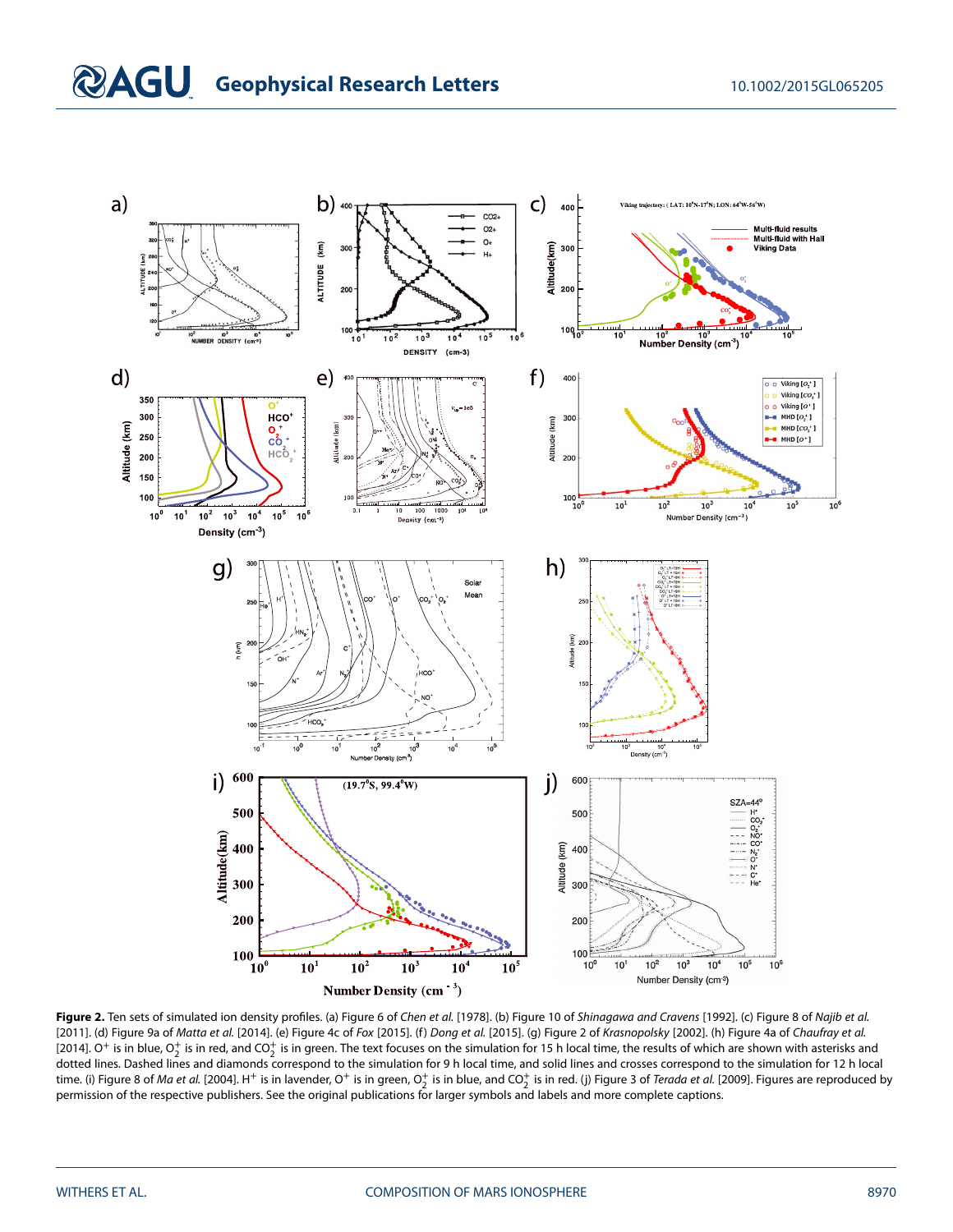**Figure 2.** Ten sets of simulated ion density profiles. (a) Figure 6 of *Chen et al.* [1978]. (b) Figure 10 of *Shinagawa and Cravens* [1992]. (c) Figure 8 of *Najib et al.* [2011]. (d) Figure 9a of *Matta et al.* [2014]. (e) Figure 4c of *Fox* [2015]. (f) *Dong et al.* [2015]. (g) Figure 2 of *Krasnopolsky* [2002]. (h) Figure 4a of *Chaufray et al.* [2014]. $O^+$ is in blue, $O_2^+$ is in red, and $CO_2^+$ is in green. The text focuses on the simulation for 15 h local time, the results of which are shown with asterisks and dotted lines. Dashed lines and diamonds correspond to the simulation for 9 h local time, and solid lines and crosses correspond to the simulation for 12 h local time. (i) Figure 8 of *Ma et al.* [2004]. $H^+$ is in lavender, $O^+$ is in green, $O_2^+$ is in blue, and $CO_2^+$ is in red. (j) Figure 3 of *Terada et al.* [2009]. Figures are reproduced by permission of the respective publishers. See the original publications for larger symbols and labels and more complete captions.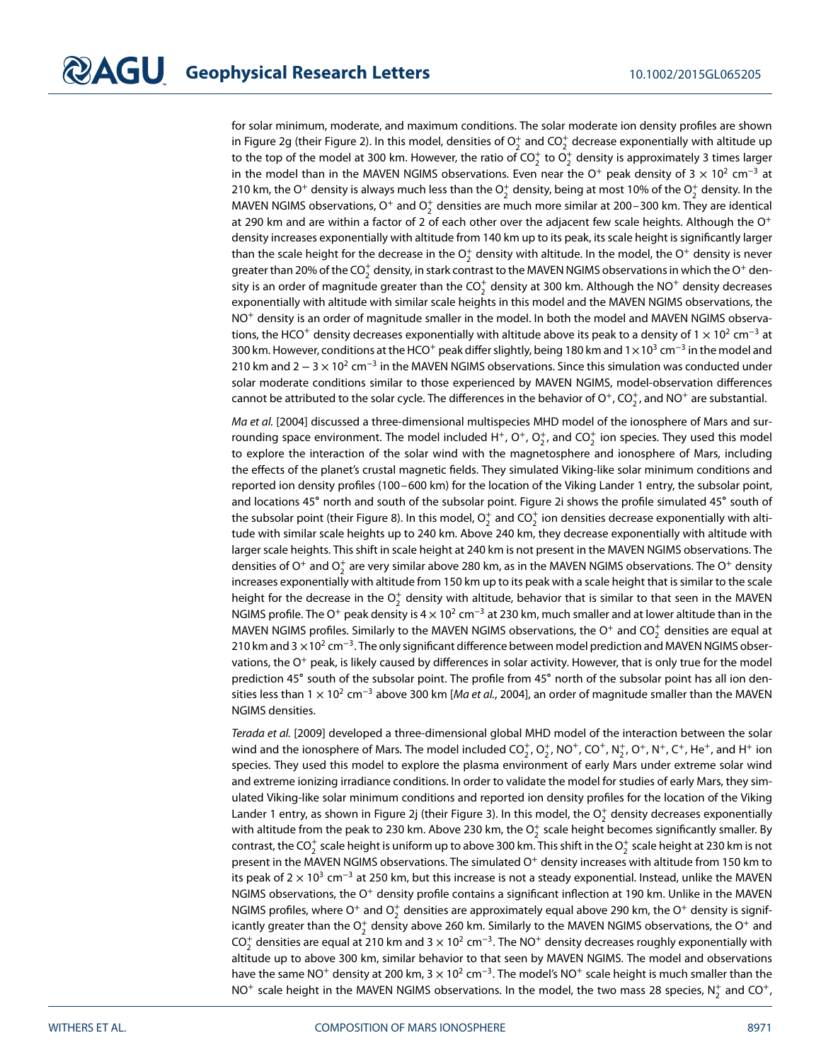for solar minimum, moderate, and maximum conditions. The solar moderate ion density profiles are shown in Figure 2g (their Figure 2). In this model, densities of $O_2^+$ and $CO_2^+$ decrease exponentially with altitude up to the top of the model at 300 km. However, the ratio of $CO_2^+$ to $O_2^+$ density is approximately 3 times larger in the model than in the MAVEN NGIMS observations. Even near the $O^+$ peak density of $3 \times 10^2$ cm$^{-3}$ at 210 km, the $O^+$ density is always much less than the $O_2^+$ density, being at most 10% of the $O_2^+$ density. In the MAVEN NGIMS observations, $O^+$ and $O_2^+$ densities are much more similar at 200–300 km. They are identical at 290 km and are within a factor of 2 of each other over the adjacent few scale heights. Although the $O^+$ density increases exponentially with altitude from 140 km up to its peak, its scale height is significantly larger than the scale height for the decrease in the $O_2^+$ density with altitude. In the model, the $O^+$ density is never greater than 20% of the $CO_2^+$ density, in stark contrast to the MAVEN NGIMS observations in which the $O^+$ density is an order of magnitude greater than the $CO_2^+$ density at 300 km. Although the $NO^+$ density decreases exponentially with altitude with similar scale heights in this model and the MAVEN NGIMS observations, the $NO^+$ density is an order of magnitude smaller in the model. In both the model and MAVEN NGIMS observations, the $HCO^+$ density decreases exponentially with altitude above its peak to a density of $1 \times 10^2$ cm$^{-3}$ at 300 km. However, conditions at the $HCO^+$ peak differ slightly, being 180 km and $1 \times 10^3$ cm$^{-3}$ in the model and 210 km and $2 - 3 \times 10^2$ cm$^{-3}$ in the MAVEN NGIMS observations. Since this simulation was conducted under solar moderate conditions similar to those experienced by MAVEN NGIMS, model-observation differences cannot be attributed to the solar cycle. The differences in the behavior of $O^+$, $CO_2^+$, and $NO^+$ are substantial.

*Ma et al.* [2004] discussed a three-dimensional multispecies MHD model of the ionosphere of Mars and surrounding space environment. The model included $H^+$, $O^+$, $O_2^+$, and $CO_2^+$ ion species. They used this model to explore the interaction of the solar wind with the magnetosphere and ionosphere of Mars, including the effects of the planet's crustal magnetic fields. They simulated Viking-like solar minimum conditions and reported ion density profiles (100–600 km) for the location of the Viking Lander 1 entry, the subsolar point, and locations 45° north and south of the subsolar point. Figure 2i shows the profile simulated 45° south of the subsolar point (their Figure 8). In this model, $O_2^+$ and $CO_2^+$ ion densities decrease exponentially with altitude with similar scale heights up to 240 km. Above 240 km, they decrease exponentially with altitude with larger scale heights. This shift in scale height at 240 km is not present in the MAVEN NGIMS observations. The densities of $O^+$ and $O_2^+$ are very similar above 280 km, as in the MAVEN NGIMS observations. The $O^+$ density increases exponentially with altitude from 150 km up to its peak with a scale height that is similar to the scale height for the decrease in the $O_2^+$ density with altitude, behavior that is similar to that seen in the MAVEN NGIMS profile. The $O^+$ peak density is $4 \times 10^2$ cm$^{-3}$ at 230 km, much smaller and at lower altitude than in the MAVEN NGIMS profiles. Similarly to the MAVEN NGIMS observations, the $O^+$ and $CO_2^+$ densities are equal at 210 km and $3 \times 10^2$ cm$^{-3}$. The only significant difference between model prediction and MAVEN NGIMS observations, the $O^+$ peak, is likely caused by differences in solar activity. However, that is only true for the model prediction 45° south of the subsolar point. The profile from 45° north of the subsolar point has all ion densities less than $1 \times 10^2$ cm$^{-3}$ above 300 km [*Ma et al.*, 2004], an order of magnitude smaller than the MAVEN NGIMS densities.

*Terada et al.* [2009] developed a three-dimensional global MHD model of the interaction between the solar wind and the ionosphere of Mars. The model included $CO_2^+$, $O_2^+$, $NO^+$, $CO^+$, $N_2^+$, $O^+$, $N^+$, $C^+$, $He^+$, and $H^+$ ion species. They used this model to explore the plasma environment of early Mars under extreme solar wind and extreme ionizing irradiance conditions. In order to validate the model for studies of early Mars, they simulated Viking-like solar minimum conditions and reported ion density profiles for the location of the Viking Lander 1 entry, as shown in Figure 2j (their Figure 3). In this model, the $O_2^+$ density decreases exponentially with altitude from the peak to 230 km. Above 230 km, the $O_2^+$ scale height becomes significantly smaller. By contrast, the $CO_2^+$ scale height is uniform up to above 300 km. This shift in the $O_2^+$ scale height at 230 km is not present in the MAVEN NGIMS observations. The simulated $O^+$ density increases with altitude from 150 km to its peak of $2 \times 10^3$ cm$^{-3}$ at 250 km, but this increase is not a steady exponential. Instead, unlike the MAVEN NGIMS observations, the $O^+$ density profile contains a significant inflection at 190 km. Unlike in the MAVEN NGIMS profiles, where $O^+$ and $O_2^+$ densities are approximately equal above 290 km, the $O^+$ density is significantly greater than the $O_2^+$ density above 260 km. Similarly to the MAVEN NGIMS observations, the $O^+$ and $CO_2^+$ densities are equal at 210 km and $3 \times 10^2$ cm$^{-3}$. The $NO^+$ density decreases roughly exponentially with altitude up to above 300 km, similar behavior to that seen by MAVEN NGIMS. The model and observations have the same $NO^+$ density at 200 km, $3 \times 10^2$ cm$^{-3}$. The model's $NO^+$ scale height is much smaller than the $NO^+$ scale height in the MAVEN NGIMS observations. In the model, the two mass 28 species, $N_2^+$ and $CO^+$,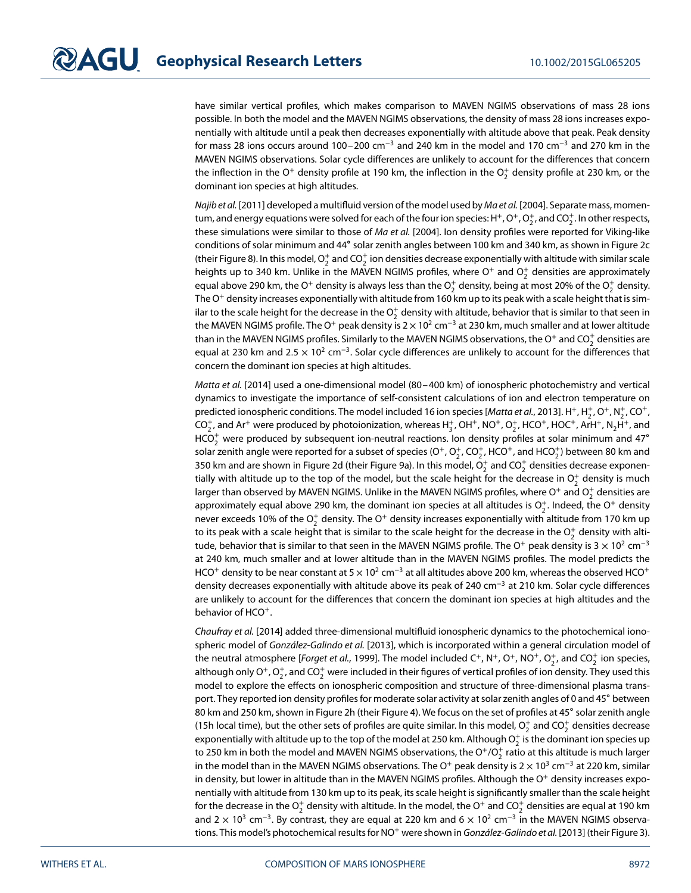have similar vertical profiles, which makes comparison to MAVEN NGIMS observations of mass 28 ions possible. In both the model and the MAVEN NGIMS observations, the density of mass 28 ions increases exponentially with altitude until a peak then decreases exponentially with altitude above that peak. Peak density for mass 28 ions occurs around 100–200 $cm^{-3}$ and 240 km in the model and 170 $cm^{-3}$ and 270 km in the MAVEN NGIMS observations. Solar cycle differences are unlikely to account for the differences that concern the inflection in the $O^+$ density profile at 190 km, the inflection in the $O_2^+$ density profile at 230 km, or the dominant ion species at high altitudes.

*Najib et al.* [2011] developed a multifluid version of the model used by *Ma et al.* [2004]. Separate mass, momentum, and energy equations were solved for each of the four ion species: $H^+$, $O^+$, $O_2^+$, and $CO_2^+$. In other respects, these simulations were similar to those of *Ma et al.* [2004]. Ion density profiles were reported for Viking-like conditions of solar minimum and 44° solar zenith angles between 100 km and 340 km, as shown in Figure 2c (their Figure 8). In this model, $O_2^+$ and $CO_2^+$ ion densities decrease exponentially with altitude with similar scale heights up to 340 km. Unlike in the MAVEN NGIMS profiles, where $O^+$ and $O_2^+$ densities are approximately equal above 290 km, the $O^+$ density is always less than the $O_2^+$ density, being at most 20% of the $O_2^+$ density. The $O^+$ density increases exponentially with altitude from 160 km up to its peak with a scale height that is similar to the scale height for the decrease in the $O_2^+$ density with altitude, behavior that is similar to that seen in the MAVEN NGIMS profile. The $O^+$ peak density is $2 \times 10^2$ $cm^{-3}$ at 230 km, much smaller and at lower altitude than in the MAVEN NGIMS profiles. Similarly to the MAVEN NGIMS observations, the $O^+$ and $CO_2^+$ densities are equal at 230 km and $2.5 \times 10^2$ $cm^{-3}$. Solar cycle differences are unlikely to account for the differences that concern the dominant ion species at high altitudes.

*Matta et al.* [2014] used a one-dimensional model (80–400 km) of ionospheric photochemistry and vertical dynamics to investigate the importance of self-consistent calculations of ion and electron temperature on predicted ionospheric conditions. The model included 16 ion species [*Matta et al.*, 2013]. $H^+$, $H_2^+$, $O^+$, $N_2^+$, $CO^+$, $CO_2^+$, and $Ar^+$ were produced by photoionization, whereas $H_3^+$, $OH^+$, $NO^+$, $O_2^+$, $HCO^+$, $HOC^+$, $ArH^+$, $N_2H^+$, and $HCO_2^+$ were produced by subsequent ion-neutral reactions. Ion density profiles at solar minimum and 47° solar zenith angle were reported for a subset of species ($O^+$, $O_2^+$, $CO_2^+$, $HCO^+$, and $HCO_2^+$) between 80 km and 350 km and are shown in Figure 2d (their Figure 9a). In this model, $O_2^+$ and $CO_2^+$ densities decrease exponentially with altitude up to the top of the model, but the scale height for the decrease in $O_2^+$ density is much larger than observed by MAVEN NGIMS. Unlike in the MAVEN NGIMS profiles, where $O^+$ and $O_2^+$ densities are approximately equal above 290 km, the dominant ion species at all altitudes is $O_2^+$. Indeed, the $O^+$ density never exceeds 10% of the $O_2^+$ density. The $O^+$ density increases exponentially with altitude from 170 km up to its peak with a scale height that is similar to the scale height for the decrease in the $O_2^+$ density with altitude, behavior that is similar to that seen in the MAVEN NGIMS profile. The $O^+$ peak density is $3 \times 10^2$ $cm^{-3}$ at 240 km, much smaller and at lower altitude than in the MAVEN NGIMS profiles. The model predicts the $HCO^+$ density to be near constant at $5 \times 10^2$ $cm^{-3}$ at all altitudes above 200 km, whereas the observed $HCO^+$ density decreases exponentially with altitude above its peak of 240 $cm^{-3}$ at 210 km. Solar cycle differences are unlikely to account for the differences that concern the dominant ion species at high altitudes and the behavior of $HCO^+$.

*Chaufray et al.* [2014] added three-dimensional multifluid ionospheric dynamics to the photochemical ionospheric model of *González-Galindo et al.* [2013], which is incorporated within a general circulation model of the neutral atmosphere [*Forget et al.*, 1999]. The model included $C^+$, $N^+$, $O^+$, $NO^+$, $O_2^+$, and $CO_2^+$ ion species, although only $O^+$, $O_2^+$, and $CO_2^+$ were included in their figures of vertical profiles of ion density. They used this model to explore the effects on ionospheric composition and structure of three-dimensional plasma transport. They reported ion density profiles for moderate solar activity at solar zenith angles of 0 and 45° between 80 km and 250 km, shown in Figure 2h (their Figure 4). We focus on the set of profiles at 45° solar zenith angle (15h local time), but the other sets of profiles are quite similar. In this model, $O_2^+$ and $CO_2^+$ densities decrease exponentially with altitude up to the top of the model at 250 km. Although $O_2^+$ is the dominant ion species up to 250 km in both the model and MAVEN NGIMS observations, the $O^+/O_2^+$ ratio at this altitude is much larger in the model than in the MAVEN NGIMS observations. The $O^+$ peak density is $2 \times 10^3$ $cm^{-3}$ at 220 km, similar in density, but lower in altitude than in the MAVEN NGIMS profiles. Although the $O^+$ density increases exponentially with altitude from 130 km up to its peak, its scale height is significantly smaller than the scale height for the decrease in the $O_2^+$ density with altitude. In the model, the $O^+$ and $CO_2^+$ densities are equal at 190 km and $2 \times 10^3$ $cm^{-3}$. By contrast, they are equal at 220 km and $6 \times 10^2$ $cm^{-3}$ in the MAVEN NGIMS observations. This model's photochemical results for $NO^+$ were shown in *González-Galindo et al.* [2013] (their Figure 3).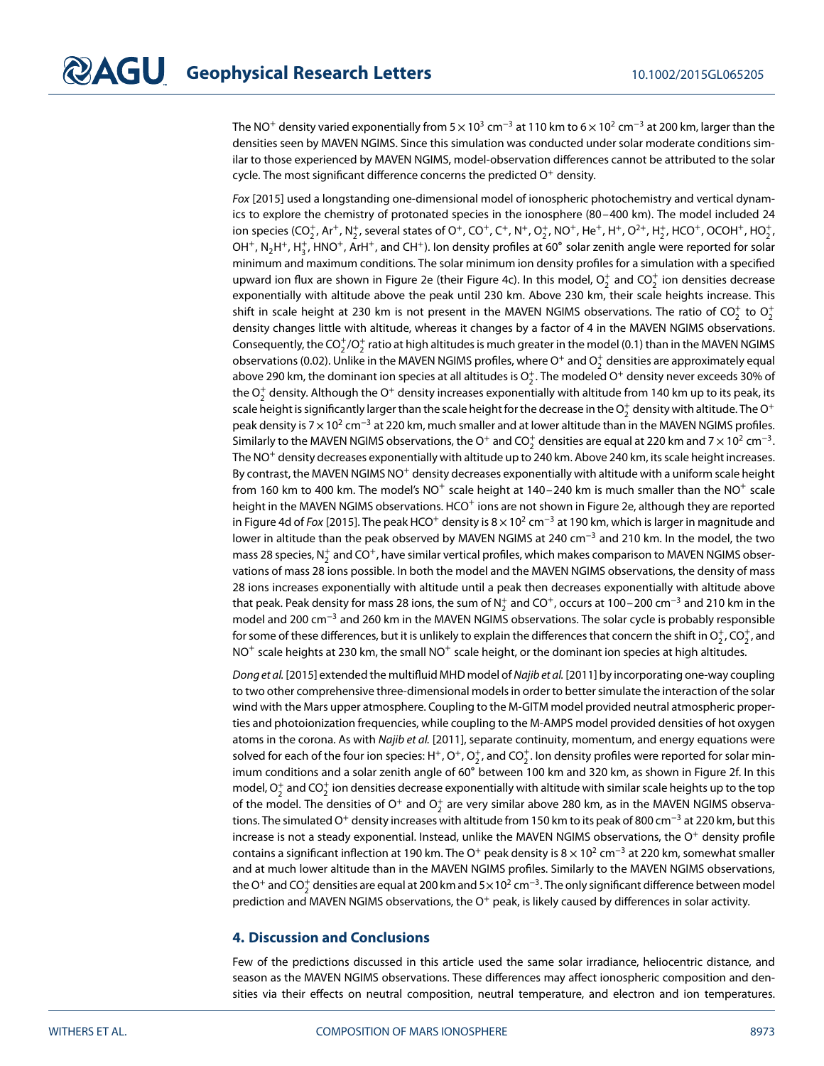The $NO^+$ density varied exponentially from $5 \times 10^3$ cm$^{-3}$ at 110 km to $6 \times 10^2$ cm$^{-3}$ at 200 km, larger than the densities seen by MAVEN NGIMS. Since this simulation was conducted under solar moderate conditions similar to those experienced by MAVEN NGIMS, model-observation differences cannot be attributed to the solar cycle. The most significant difference concerns the predicted $O^+$ density.

*Fox* [2015] used a longstanding one-dimensional model of ionospheric photochemistry and vertical dynamics to explore the chemistry of protonated species in the ionosphere (80–400 km). The model included 24 ion species ($CO_2^+$, $Ar^+$, $N_2^+$, several states of $O^+$, $CO^+$, $C^+$, $N^+$, $O_2^+$, $NO^+$, $He^+$, $H^+$, $O^{2+}$, $H_2^+$, $HCO^+$, $OCOH^+$, $HO_2^+$, $OH^+$, $N_2H^+$, $H_3^+$, $HNO^+$, $ArH^+$, and $CH^+$). Ion density profiles at 60° solar zenith angle were reported for solar minimum and maximum conditions. The solar minimum ion density profiles for a simulation with a specified upward ion flux are shown in Figure 2e (their Figure 4c). In this model, $O_2^+$ and $CO_2^+$ ion densities decrease exponentially with altitude above the peak until 230 km. Above 230 km, their scale heights increase. This shift in scale height at 230 km is not present in the MAVEN NGIMS observations. The ratio of $CO_2^+$ to $O_2^+$ density changes little with altitude, whereas it changes by a factor of 4 in the MAVEN NGIMS observations. Consequently, the $CO_2^+/O_2^+$ ratio at high altitudes is much greater in the model (0.1) than in the MAVEN NGIMS observations (0.02). Unlike in the MAVEN NGIMS profiles, where $O^+$ and $O_2^+$ densities are approximately equal above 290 km, the dominant ion species at all altitudes is $O_2^+$. The modeled $O^+$ density never exceeds 30% of the $O_2^+$ density. Although the $O^+$ density increases exponentially with altitude from 140 km up to its peak, its scale height is significantly larger than the scale height for the decrease in the $O_2^+$ density with altitude. The $O^+$ peak density is $7 \times 10^2$ cm$^{-3}$ at 220 km, much smaller and at lower altitude than in the MAVEN NGIMS profiles. Similarly to the MAVEN NGIMS observations, the $O^+$ and $CO_2^+$ densities are equal at 220 km and $7 \times 10^2$ cm$^{-3}$. The $NO^+$ density decreases exponentially with altitude up to 240 km. Above 240 km, its scale height increases. By contrast, the MAVEN NGIMS $NO^+$ density decreases exponentially with altitude with a uniform scale height from 160 km to 400 km. The model's $NO^+$ scale height at 140–240 km is much smaller than the $NO^+$ scale height in the MAVEN NGIMS observations. $HCO^+$ ions are not shown in Figure 2e, although they are reported in Figure 4d of *Fox* [2015]. The peak $HCO^+$ density is $8 \times 10^2$ cm$^{-3}$ at 190 km, which is larger in magnitude and lower in altitude than the peak observed by MAVEN NGIMS at 240 cm$^{-3}$ and 210 km. In the model, the two mass 28 species, $N_2^+$ and $CO^+$, have similar vertical profiles, which makes comparison to MAVEN NGIMS observations of mass 28 ions possible. In both the model and the MAVEN NGIMS observations, the density of mass 28 ions increases exponentially with altitude until a peak then decreases exponentially with altitude above that peak. Peak density for mass 28 ions, the sum of $N_2^+$ and $CO^+$, occurs at 100–200 cm$^{-3}$ and 210 km in the model and 200 cm$^{-3}$ and 260 km in the MAVEN NGIMS observations. The solar cycle is probably responsible for some of these differences, but it is unlikely to explain the differences that concern the shift in $O_2^+$, $CO_2^+$, and $NO^+$ scale heights at 230 km, the small $NO^+$ scale height, or the dominant ion species at high altitudes.

*Dong et al.* [2015] extended the multifluid MHD model of *Najib et al.* [2011] by incorporating one-way coupling to two other comprehensive three-dimensional models in order to better simulate the interaction of the solar wind with the Mars upper atmosphere. Coupling to the M-GITM model provided neutral atmospheric properties and photoionization frequencies, while coupling to the M-AMPS model provided densities of hot oxygen atoms in the corona. As with *Najib et al.* [2011], separate continuity, momentum, and energy equations were solved for each of the four ion species: $H^+$, $O^+$, $O_2^+$, and $CO_2^+$. Ion density profiles were reported for solar minimum conditions and a solar zenith angle of 60° between 100 km and 320 km, as shown in Figure 2f. In this model, $O_2^+$ and $CO_2^+$ ion densities decrease exponentially with altitude with similar scale heights up to the top of the model. The densities of $O^+$ and $O_2^+$ are very similar above 280 km, as in the MAVEN NGIMS observations. The simulated $O^+$ density increases with altitude from 150 km to its peak of 800 cm$^{-3}$ at 220 km, but this increase is not a steady exponential. Instead, unlike the MAVEN NGIMS observations, the $O^+$ density profile contains a significant inflection at 190 km. The $O^+$ peak density is $8 \times 10^2$ cm$^{-3}$ at 220 km, somewhat smaller and at much lower altitude than in the MAVEN NGIMS profiles. Similarly to the MAVEN NGIMS observations, the $O^+$ and $CO_2^+$ densities are equal at 200 km and $5 \times 10^2$ cm$^{-3}$. The only significant difference between model prediction and MAVEN NGIMS observations, the $O^+$ peak, is likely caused by differences in solar activity.

## 4. Discussion and Conclusions

Few of the predictions discussed in this article used the same solar irradiance, heliocentric distance, and season as the MAVEN NGIMS observations. These differences may affect ionospheric composition and densities via their effects on neutral composition, neutral temperature, and electron and ion temperatures.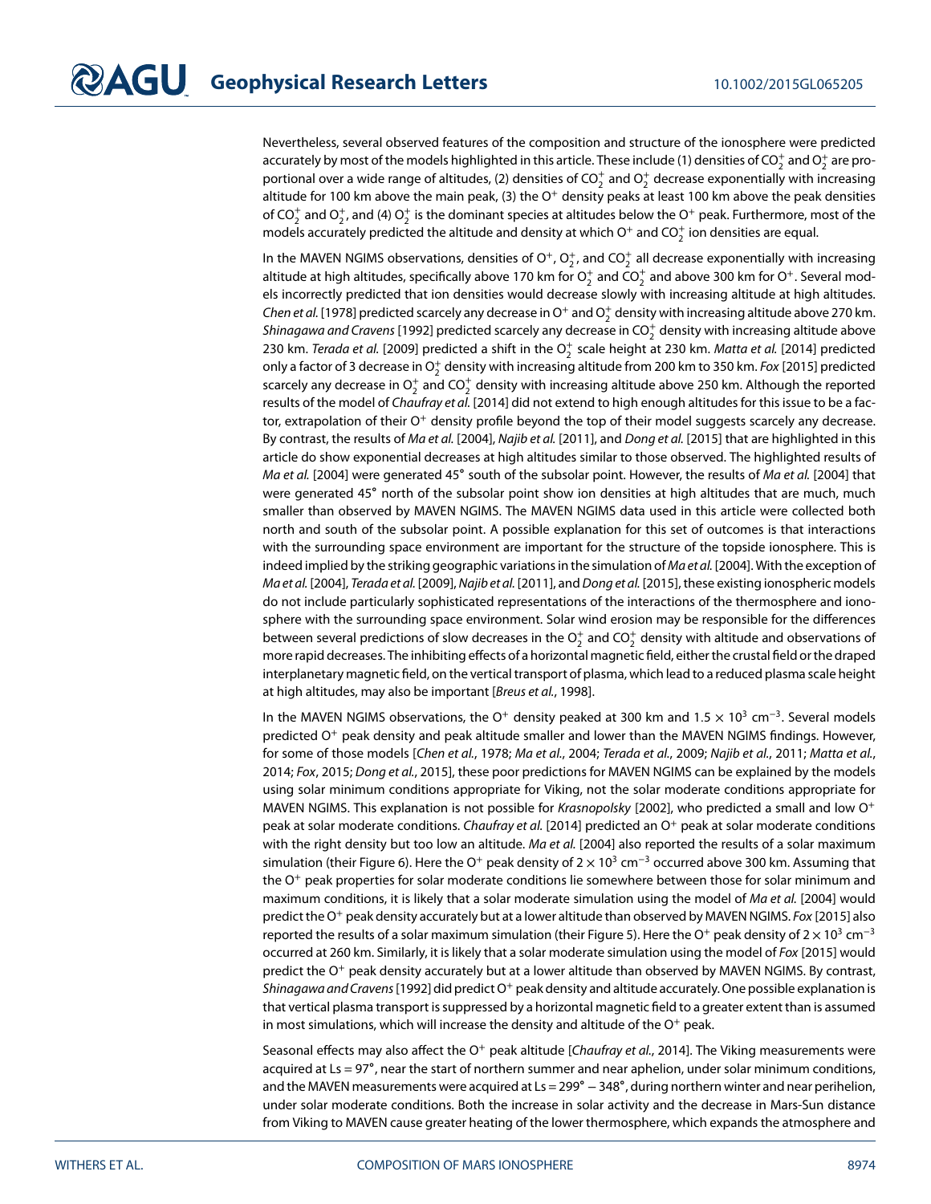Nevertheless, several observed features of the composition and structure of the ionosphere were predicted accurately by most of the models highlighted in this article. These include (1) densities of $CO_2^+$ and $O_2^+$ are proportional over a wide range of altitudes, (2) densities of $CO_2^+$ and $O_2^+$ decrease exponentially with increasing altitude for 100 km above the main peak, (3) the $O^+$ density peaks at least 100 km above the peak densities of $CO_2^+$ and $O_2^+$, and (4) $O_2^+$ is the dominant species at altitudes below the $O^+$ peak. Furthermore, most of the models accurately predicted the altitude and density at which $O^+$ and $CO_2^+$ ion densities are equal.

In the MAVEN NGIMS observations, densities of $O^+$, $O_2^+$, and $CO_2^+$ all decrease exponentially with increasing altitude at high altitudes, specifically above 170 km for $O_2^+$ and $CO_2^+$ and above 300 km for $O^+$. Several models incorrectly predicted that ion densities would decrease slowly with increasing altitude at high altitudes. *Chen et al.* [1978] predicted scarcely any decrease in $O^+$ and $O_2^+$ density with increasing altitude above 270 km. *Shinagawa and Cravens* [1992] predicted scarcely any decrease in $CO_2^+$ density with increasing altitude above 230 km. *Terada et al.* [2009] predicted a shift in the $O_2^+$ scale height at 230 km. *Matta et al.* [2014] predicted only a factor of 3 decrease in $O_2^+$ density with increasing altitude from 200 km to 350 km. *Fox* [2015] predicted scarcely any decrease in $O_2^+$ and $CO_2^+$ density with increasing altitude above 250 km. Although the reported results of the model of *Chaufray et al.* [2014] did not extend to high enough altitudes for this issue to be a factor, extrapolation of their $O^+$ density profile beyond the top of their model suggests scarcely any decrease. By contrast, the results of *Ma et al.* [2004], *Najib et al.* [2011], and *Dong et al.* [2015] that are highlighted in this article do show exponential decreases at high altitudes similar to those observed. The highlighted results of *Ma et al.* [2004] were generated 45° south of the subsolar point. However, the results of *Ma et al.* [2004] that were generated 45° north of the subsolar point show ion densities at high altitudes that are much, much smaller than observed by MAVEN NGIMS. The MAVEN NGIMS data used in this article were collected both north and south of the subsolar point. A possible explanation for this set of outcomes is that interactions with the surrounding space environment are important for the structure of the topside ionosphere. This is indeed implied by the striking geographic variations in the simulation of *Ma et al.* [2004]. With the exception of *Ma et al.* [2004], *Terada et al.* [2009], *Najib et al.* [2011], and *Dong et al.* [2015], these existing ionospheric models do not include particularly sophisticated representations of the interactions of the thermosphere and ionosphere with the surrounding space environment. Solar wind erosion may be responsible for the differences between several predictions of slow decreases in the $O_2^+$ and $CO_2^+$ density with altitude and observations of more rapid decreases. The inhibiting effects of a horizontal magnetic field, either the crustal field or the draped interplanetary magnetic field, on the vertical transport of plasma, which lead to a reduced plasma scale height at high altitudes, may also be important [*Breus et al.*, 1998].

In the MAVEN NGIMS observations, the $O^+$ density peaked at 300 km and $1.5 \times 10^3$ cm$^{-3}$. Several models predicted $O^+$ peak density and peak altitude smaller and lower than the MAVEN NGIMS findings. However, for some of those models [*Chen et al.*, 1978; *Ma et al.*, 2004; *Terada et al.*, 2009; *Najib et al.*, 2011; *Matta et al.*, 2014; *Fox*, 2015; *Dong et al.*, 2015], these poor predictions for MAVEN NGIMS can be explained by the models using solar minimum conditions appropriate for Viking, not the solar moderate conditions appropriate for MAVEN NGIMS. This explanation is not possible for *Krasnopolsky* [2002], who predicted a small and low $O^+$ peak at solar moderate conditions. *Chaufray et al.* [2014] predicted an $O^+$ peak at solar moderate conditions with the right density but too low an altitude. *Ma et al.* [2004] also reported the results of a solar maximum simulation (their Figure 6). Here the $O^+$ peak density of $2 \times 10^3$ cm$^{-3}$ occurred above 300 km. Assuming that the $O^+$ peak properties for solar moderate conditions lie somewhere between those for solar minimum and maximum conditions, it is likely that a solar moderate simulation using the model of *Ma et al.* [2004] would predict the $O^+$ peak density accurately but at a lower altitude than observed by MAVEN NGIMS. *Fox* [2015] also reported the results of a solar maximum simulation (their Figure 5). Here the $O^+$ peak density of $2 \times 10^3$ cm$^{-3}$ occurred at 260 km. Similarly, it is likely that a solar moderate simulation using the model of *Fox* [2015] would predict the $O^+$ peak density accurately but at a lower altitude than observed by MAVEN NGIMS. By contrast, *Shinagawa and Cravens* [1992] did predict $O^+$ peak density and altitude accurately. One possible explanation is that vertical plasma transport is suppressed by a horizontal magnetic field to a greater extent than is assumed in most simulations, which will increase the density and altitude of the $O^+$ peak.

Seasonal effects may also affect the $O^+$ peak altitude [*Chaufray et al.*, 2014]. The Viking measurements were acquired at Ls = 97°, near the start of northern summer and near aphelion, under solar minimum conditions, and the MAVEN measurements were acquired at Ls = 299° − 348°, during northern winter and near perihelion, under solar moderate conditions. Both the increase in solar activity and the decrease in Mars-Sun distance from Viking to MAVEN cause greater heating of the lower thermosphere, which expands the atmosphere and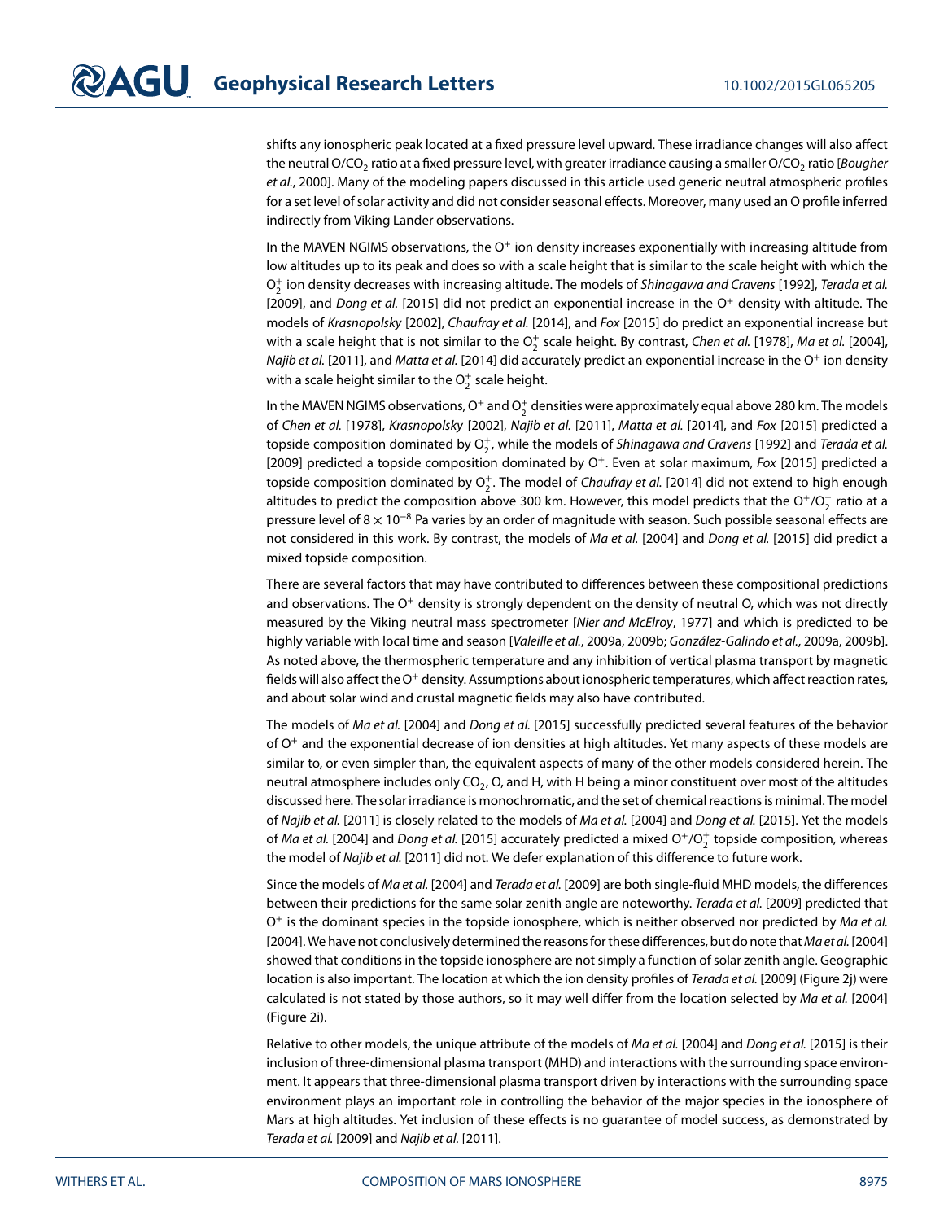shifts any ionospheric peak located at a fixed pressure level upward. These irradiance changes will also affect the neutral $O/CO_2$ ratio at a fixed pressure level, with greater irradiance causing a smaller $O/CO_2$ ratio [*Bougher et al.*, 2000]. Many of the modeling papers discussed in this article used generic neutral atmospheric profiles for a set level of solar activity and did not consider seasonal effects. Moreover, many used an O profile inferred indirectly from Viking Lander observations.

In the MAVEN NGIMS observations, the $O^+$ ion density increases exponentially with increasing altitude from low altitudes up to its peak and does so with a scale height that is similar to the scale height with which the $O_2^+$ ion density decreases with increasing altitude. The models of *Shinagawa and Cravens* [1992], *Terada et al.* [2009], and *Dong et al.* [2015] did not predict an exponential increase in the $O^+$ density with altitude. The models of *Krasnopolsky* [2002], *Chaufray et al.* [2014], and *Fox* [2015] do predict an exponential increase but with a scale height that is not similar to the $O_2^+$ scale height. By contrast, *Chen et al.* [1978], *Ma et al.* [2004], *Najib et al.* [2011], and *Matta et al.* [2014] did accurately predict an exponential increase in the $O^+$ ion density with a scale height similar to the $O_2^+$ scale height.

In the MAVEN NGIMS observations, $O^+$ and $O_2^+$ densities were approximately equal above 280 km. The models of *Chen et al.* [1978], *Krasnopolsky* [2002], *Najib et al.* [2011], *Matta et al.* [2014], and *Fox* [2015] predicted a topside composition dominated by $O_2^+$, while the models of *Shinagawa and Cravens* [1992] and *Terada et al.* [2009] predicted a topside composition dominated by $O^+$. Even at solar maximum, *Fox* [2015] predicted a topside composition dominated by $O_2^+$. The model of *Chaufray et al.* [2014] did not extend to high enough altitudes to predict the composition above 300 km. However, this model predicts that the $O^+/O_2^+$ ratio at a pressure level of $8 \times 10^{-8}$ Pa varies by an order of magnitude with season. Such possible seasonal effects are not considered in this work. By contrast, the models of *Ma et al.* [2004] and *Dong et al.* [2015] did predict a mixed topside composition.

There are several factors that may have contributed to differences between these compositional predictions and observations. The $O^+$ density is strongly dependent on the density of neutral O, which was not directly measured by the Viking neutral mass spectrometer [*Nier and McElroy*, 1977] and which is predicted to be highly variable with local time and season [*Valeille et al.*, 2009a, 2009b; *González-Galindo et al.*, 2009a, 2009b]. As noted above, the thermospheric temperature and any inhibition of vertical plasma transport by magnetic fields will also affect the $O^+$ density. Assumptions about ionospheric temperatures, which affect reaction rates, and about solar wind and crustal magnetic fields may also have contributed.

The models of *Ma et al.* [2004] and *Dong et al.* [2015] successfully predicted several features of the behavior of $O^+$ and the exponential decrease of ion densities at high altitudes. Yet many aspects of these models are similar to, or even simpler than, the equivalent aspects of many of the other models considered herein. The neutral atmosphere includes only $CO_2$, O, and H, with H being a minor constituent over most of the altitudes discussed here. The solar irradiance is monochromatic, and the set of chemical reactions is minimal. The model of *Najib et al.* [2011] is closely related to the models of *Ma et al.* [2004] and *Dong et al.* [2015]. Yet the models of *Ma et al.* [2004] and *Dong et al.* [2015] accurately predicted a mixed $O^+/O_2^+$ topside composition, whereas the model of *Najib et al.* [2011] did not. We defer explanation of this difference to future work.

Since the models of *Ma et al.* [2004] and *Terada et al.* [2009] are both single-fluid MHD models, the differences between their predictions for the same solar zenith angle are noteworthy. *Terada et al.* [2009] predicted that $O^+$ is the dominant species in the topside ionosphere, which is neither observed nor predicted by *Ma et al.* [2004]. We have not conclusively determined the reasons for these differences, but do note that *Ma et al.* [2004] showed that conditions in the topside ionosphere are not simply a function of solar zenith angle. Geographic location is also important. The location at which the ion density profiles of *Terada et al.* [2009] (Figure 2j) were calculated is not stated by those authors, so it may well differ from the location selected by *Ma et al.* [2004] (Figure 2i).

Relative to other models, the unique attribute of the models of *Ma et al.* [2004] and *Dong et al.* [2015] is their inclusion of three-dimensional plasma transport (MHD) and interactions with the surrounding space environment. It appears that three-dimensional plasma transport driven by interactions with the surrounding space environment plays an important role in controlling the behavior of the major species in the ionosphere of Mars at high altitudes. Yet inclusion of these effects is no guarantee of model success, as demonstrated by *Terada et al.* [2009] and *Najib et al.* [2011].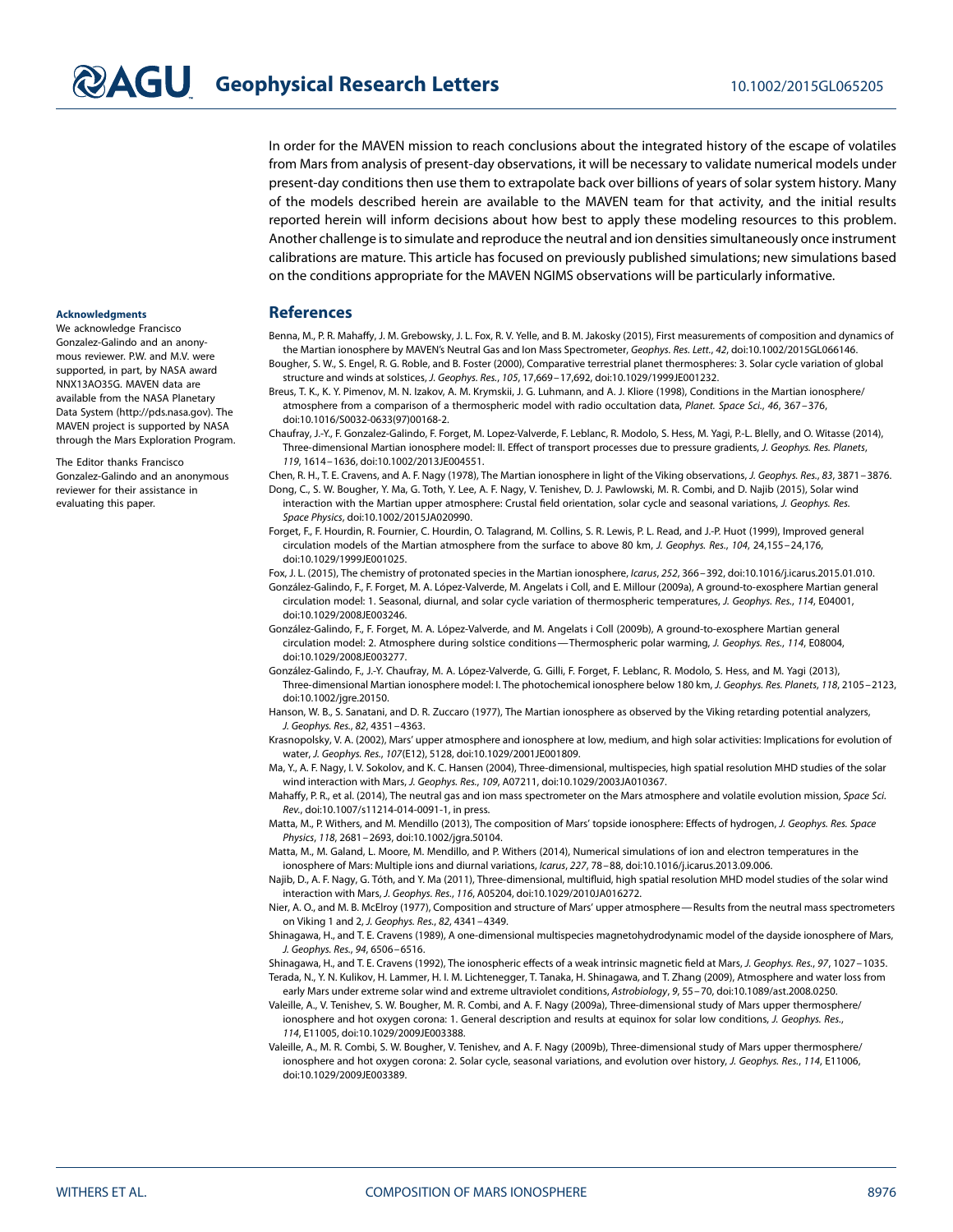In order for the MAVEN mission to reach conclusions about the integrated history of the escape of volatiles from Mars from analysis of present-day observations, it will be necessary to validate numerical models under present-day conditions then use them to extrapolate back over billions of years of solar system history. Many of the models described herein are available to the MAVEN team for that activity, and the initial results reported herein will inform decisions about how best to apply these modeling resources to this problem. Another challenge is to simulate and reproduce the neutral and ion densities simultaneously once instrument calibrations are mature. This article has focused on previously published simulations; new simulations based on the conditions appropriate for the MAVEN NGIMS observations will be particularly informative.

#### Acknowledgments

We acknowledge Francisco Gonzalez-Galindo and an anonymous reviewer. P.W. and M.V. were supported, in part, by NASA award NNX13AO35G. MAVEN data are available from the NASA Planetary Data System (http://pds.nasa.gov). The MAVEN project is supported by NASA through the Mars Exploration Program.

The Editor thanks Francisco Gonzalez-Galindo and an anonymous reviewer for their assistance in evaluating this paper.

## References

Benna, M., P. R. Mahaffy, J. M. Grebowsky, J. L. Fox, R. V. Yelle, and B. M. Jakosky (2015), First measurements of composition and dynamics of the Martian ionosphere by MAVEN's Neutral Gas and Ion Mass Spectrometer, *Geophys. Res. Lett.*, *42*, doi:10.1002/2015GL066146.

Bougher, S. W., S. Engel, R. G. Roble, and B. Foster (2000), Comparative terrestrial planet thermospheres: 3. Solar cycle variation of global structure and winds at solstices, *J. Geophys. Res.*, *105*, 17,669–17,692, doi:10.1029/1999JE001232.

Breus, T. K., K. Y. Pimenov, M. N. Izakov, A. M. Krymskii, J. G. Luhmann, and A. J. Kliore (1998), Conditions in the Martian ionosphere/atmosphere from a comparison of a thermospheric model with radio occultation data, *Planet. Space Sci.*, *46*, 367–376, doi:10.1016/S0032-0633(97)00168-2.

Chaufray, J.-Y., F. Gonzalez-Galindo, F. Forget, M. Lopez-Valverde, F. Leblanc, R. Modolo, S. Hess, M. Yagi, P.-L. Blelly, and O. Witasse (2014), Three-dimensional Martian ionosphere model: II. Effect of transport processes due to pressure gradients, *J. Geophys. Res. Planets*, *119*, 1614–1636, doi:10.1002/2013JE004551.

Chen, R. H., T. E. Cravens, and A. F. Nagy (1978), The Martian ionosphere in light of the Viking observations, *J. Geophys. Res.*, *83*, 3871–3876.

Dong, C., S. W. Bougher, Y. Ma, G. Toth, Y. Lee, A. F. Nagy, V. Tenishev, D. J. Pawlowski, M. R. Combi, and D. Najib (2015), Solar wind interaction with the Martian upper atmosphere: Crustal field orientation, solar cycle and seasonal variations, *J. Geophys. Res. Space Physics*, doi:10.1002/2015JA020990.

Forget, F., F. Hourdin, R. Fournier, C. Hourdin, O. Talagrand, M. Collins, S. R. Lewis, P. L. Read, and J.-P. Huot (1999), Improved general circulation models of the Martian atmosphere from the surface to above 80 km, *J. Geophys. Res.*, *104*, 24,155–24,176, doi:10.1029/1999JE001025.

Fox, J. L. (2015), The chemistry of protonated species in the Martian ionosphere, *Icarus*, *252*, 366–392, doi:10.1016/j.icarus.2015.01.010.

González-Galindo, F., F. Forget, M. A. López-Valverde, M. Angelats i Coll, and E. Millour (2009a), A ground-to-exosphere Martian general circulation model: 1. Seasonal, diurnal, and solar cycle variation of thermospheric temperatures, *J. Geophys. Res.*, *114*, E04001, doi:10.1029/2008JE003246.

González-Galindo, F., F. Forget, M. A. López-Valverde, and M. Angelats i Coll (2009b), A ground-to-exosphere Martian general circulation model: 2. Atmosphere during solstice conditions—Thermospheric polar warming, *J. Geophys. Res.*, *114*, E08004, doi:10.1029/2008JE003277.

González-Galindo, F., J.-Y. Chaufray, M. A. López-Valverde, G. Gilli, F. Forget, F. Leblanc, R. Modolo, S. Hess, and M. Yagi (2013), Three-dimensional Martian ionosphere model: I. The photochemical ionosphere below 180 km, *J. Geophys. Res. Planets*, *118*, 2105–2123, doi:10.1002/jgre.20150.

Hanson, W. B., S. Sanatani, and D. R. Zuccaro (1977), The Martian ionosphere as observed by the Viking retarding potential analyzers, *J. Geophys. Res.*, *82*, 4351–4363.

Krasnopolsky, V. A. (2002), Mars' upper atmosphere and ionosphere at low, medium, and high solar activities: Implications for evolution of water, *J. Geophys. Res.*, *107*(E12), 5128, doi:10.1029/2001JE001809.

Ma, Y., A. F. Nagy, I. V. Sokolov, and K. C. Hansen (2004), Three-dimensional, multispecies, high spatial resolution MHD studies of the solar wind interaction with Mars, *J. Geophys. Res.*, *109*, A07211, doi:10.1029/2003JA010367.

Mahaffy, P. R., et al. (2014), The neutral gas and ion mass spectrometer on the Mars atmosphere and volatile evolution mission, *Space Sci. Rev.*, doi:10.1007/s11214-014-0091-1, in press.

Matta, M., P. Withers, and M. Mendillo (2013), The composition of Mars' topside ionosphere: Effects of hydrogen, *J. Geophys. Res. Space Physics*, *118*, 2681–2693, doi:10.1002/jgra.50104.

Matta, M., M. Galand, L. Moore, M. Mendillo, and P. Withers (2014), Numerical simulations of ion and electron temperatures in the ionosphere of Mars: Multiple ions and diurnal variations, *Icarus*, *227*, 78–88, doi:10.1016/j.icarus.2013.09.006.

Najib, D., A. F. Nagy, G. Tóth, and Y. Ma (2011), Three-dimensional, multifluid, high spatial resolution MHD model studies of the solar wind interaction with Mars, *J. Geophys. Res.*, *116*, A05204, doi:10.1029/2010JA016272.

Nier, A. O., and M. B. McElroy (1977), Composition and structure of Mars' upper atmosphere—Results from the neutral mass spectrometers on Viking 1 and 2, *J. Geophys. Res.*, *82*, 4341–4349.

Shinagawa, H., and T. E. Cravens (1989), A one-dimensional multispecies magnetohydrodynamic model of the dayside ionosphere of Mars, *J. Geophys. Res.*, *94*, 6506–6516.

Shinagawa, H., and T. E. Cravens (1992), The ionospheric effects of a weak intrinsic magnetic field at Mars, *J. Geophys. Res.*, *97*, 1027–1035.

Terada, N., Y. N. Kulikov, H. Lammer, H. I. M. Lichtenegger, T. Tanaka, H. Shinagawa, and T. Zhang (2009), Atmosphere and water loss from early Mars under extreme solar wind and extreme ultraviolet conditions, *Astrobiology*, *9*, 55–70, doi:10.1089/ast.2008.0250.

Valeille, A., V. Tenishev, S. W. Bougher, M. R. Combi, and A. F. Nagy (2009a), Three-dimensional study of Mars upper thermosphere/ionosphere and hot oxygen corona: 1. General description and results at equinox for solar low conditions, *J. Geophys. Res.*, *114*, E11005, doi:10.1029/2009JE003388.

Valeille, A., M. R. Combi, S. W. Bougher, V. Tenishev, and A. F. Nagy (2009b), Three-dimensional study of Mars upper thermosphere/ionosphere and hot oxygen corona: 2. Solar cycle, seasonal variations, and evolution over history, *J. Geophys. Res.*, *114*, E11006, doi:10.1029/2009JE003389.